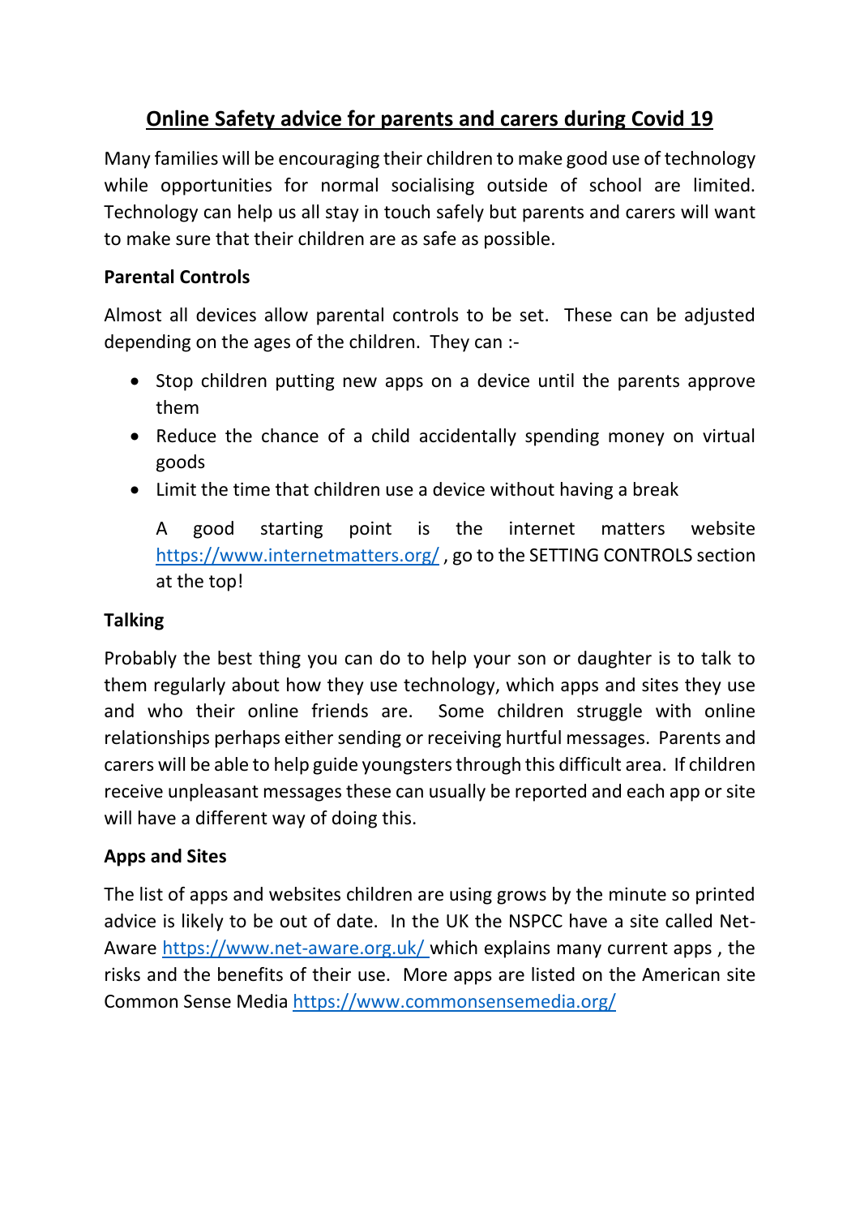# Online Safety advice for parents and carers during Covid 19

Many families will be encouraging their children to make good use of technology while opportunities for normal socialising outside of school are limited. Technology can help us all stay in touch safely but parents and carers will want to make sure that their children are as safe as possible.

**Parental Controls**

Almost all devices allow parental controls to be set. These can be adjusted depending on the ages of the children. They can :-

- Stop children putting new apps on a device until the parents approve them
- Reduce the chance of a child accidentally spending money on virtual goods
- Limit the time that children use a device without having a break

  A good starting point is the internet matters website [https://www.internetmatters.org/](https://www.internetmatters.org/) , go to the SETTING CONTROLS section at the top!

**Talking**

Probably the best thing you can do to help your son or daughter is to talk to them regularly about how they use technology, which apps and sites they use and who their online friends are. Some children struggle with online relationships perhaps either sending or receiving hurtful messages. Parents and carers will be able to help guide youngsters through this difficult area. If children receive unpleasant messages these can usually be reported and each app or site will have a different way of doing this.

**Apps and Sites**

The list of apps and websites children are using grows by the minute so printed advice is likely to be out of date. In the UK the NSPCC have a site called Net-Aware [https://www.net-aware.org.uk/](https://www.net-aware.org.uk/) which explains many current apps , the risks and the benefits of their use. More apps are listed on the American site Common Sense Media [https://www.commonsensemedia.org/](https://www.commonsensemedia.org/)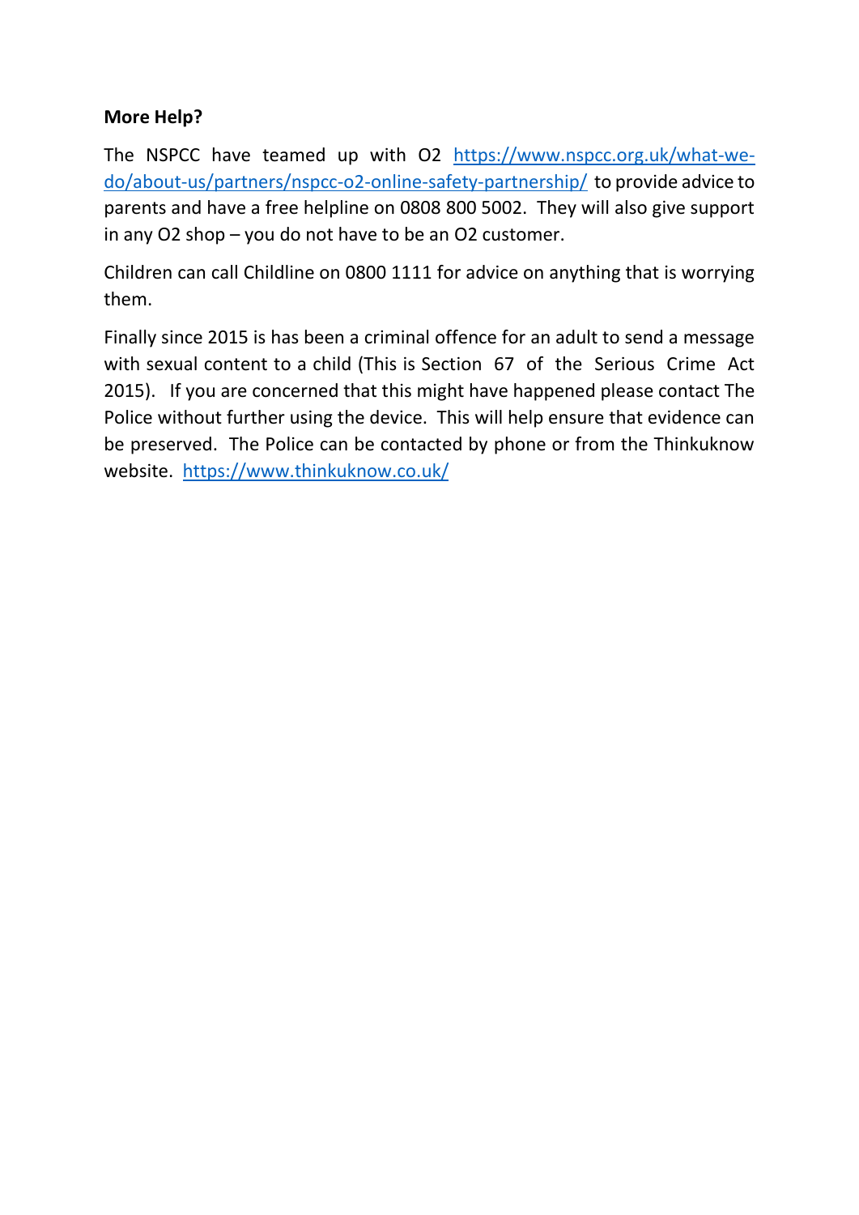**More Help?**

The NSPCC have teamed up with O2 https://www.nspcc.org.uk/what-we-do/about-us/partners/nspcc-o2-online-safety-partnership/ to provide advice to parents and have a free helpline on 0808 800 5002. They will also give support in any O2 shop – you do not have to be an O2 customer.

Children can call Childline on 0800 1111 for advice on anything that is worrying them.

Finally since 2015 is has been a criminal offence for an adult to send a message with sexual content to a child (This is Section 67 of the Serious Crime Act 2015). If you are concerned that this might have happened please contact The Police without further using the device. This will help ensure that evidence can be preserved. The Police can be contacted by phone or from the Thinkuknow website. https://www.thinkuknow.co.uk/